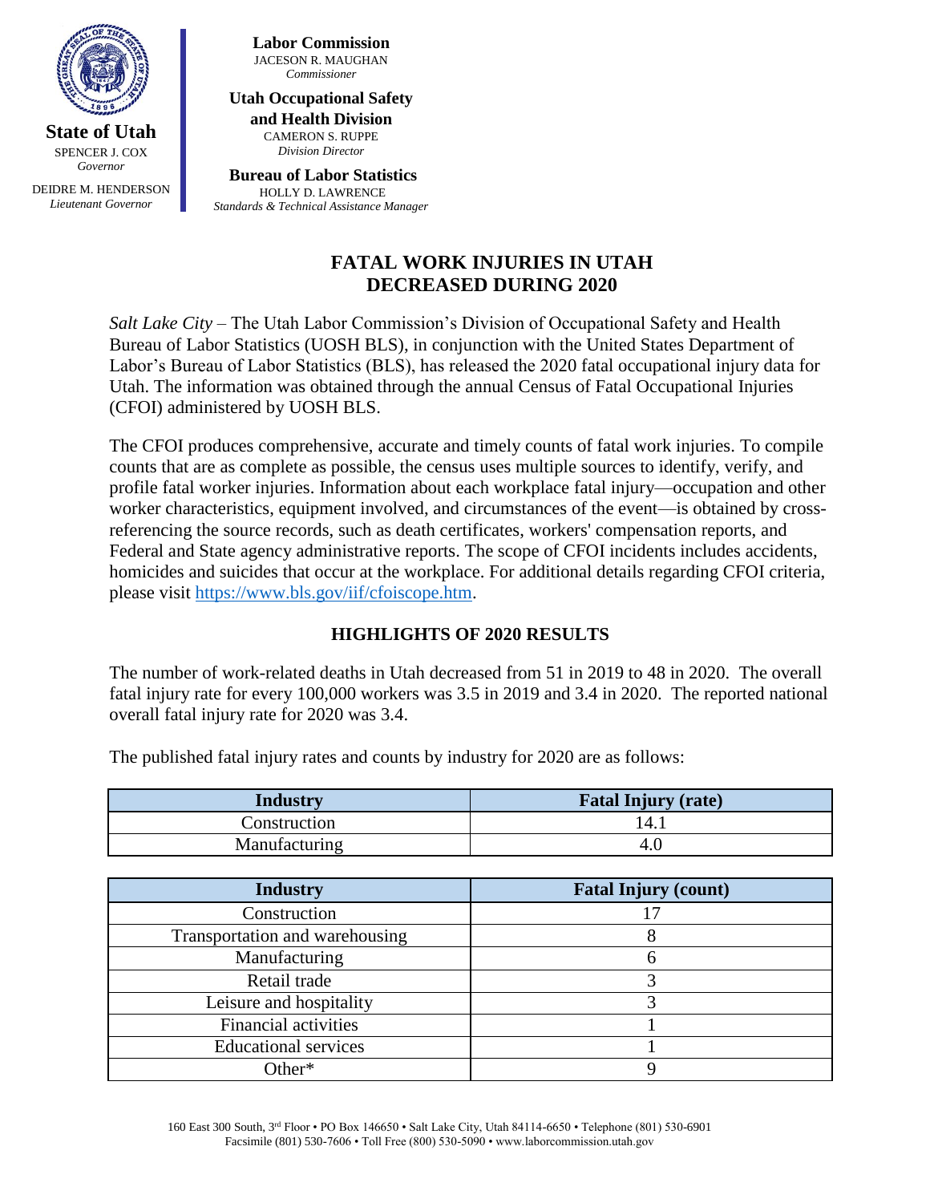**State of Utah**
SPENCER J. COX
*Governor*

DEIDRE M. HENDERSON
*Lieutenant Governor*

**Labor Commission**
JACESON R. MAUGHAN
*Commissioner*

**Utah Occupational Safety and Health Division**
CAMERON S. RUPPE
*Division Director*

**Bureau of Labor Statistics**
HOLLY D. LAWRENCE
*Standards & Technical Assistance Manager*

# FATAL WORK INJURIES IN UTAH DECREASED DURING 2020

*Salt Lake City* – The Utah Labor Commission's Division of Occupational Safety and Health Bureau of Labor Statistics (UOSH BLS), in conjunction with the United States Department of Labor's Bureau of Labor Statistics (BLS), has released the 2020 fatal occupational injury data for Utah. The information was obtained through the annual Census of Fatal Occupational Injuries (CFOI) administered by UOSH BLS.

The CFOI produces comprehensive, accurate and timely counts of fatal work injuries. To compile counts that are as complete as possible, the census uses multiple sources to identify, verify, and profile fatal worker injuries. Information about each workplace fatal injury—occupation and other worker characteristics, equipment involved, and circumstances of the event—is obtained by cross-referencing the source records, such as death certificates, workers' compensation reports, and Federal and State agency administrative reports. The scope of CFOI incidents includes accidents, homicides and suicides that occur at the workplace. For additional details regarding CFOI criteria, please visit https://www.bls.gov/iif/cfoiscope.htm.

## HIGHLIGHTS OF 2020 RESULTS

The number of work-related deaths in Utah decreased from 51 in 2019 to 48 in 2020. The overall fatal injury rate for every 100,000 workers was 3.5 in 2019 and 3.4 in 2020. The reported national overall fatal injury rate for 2020 was 3.4.

The published fatal injury rates and counts by industry for 2020 are as follows:

| Industry | Fatal Injury (rate) |
|---|---|
| Construction | 14.1 |
| Manufacturing | 4.0 |

| Industry | Fatal Injury (count) |
|---|---|
| Construction | 17 |
| Transportation and warehousing | 8 |
| Manufacturing | 6 |
| Retail trade | 3 |
| Leisure and hospitality | 3 |
| Financial activities | 1 |
| Educational services | 1 |
| Other* | 9 |

160 East 300 South, 3rd Floor • PO Box 146650 • Salt Lake City, Utah 84114-6650 • Telephone (801) 530-6901
Facsimile (801) 530-7606 • Toll Free (800) 530-5090 • www.laborcommission.utah.gov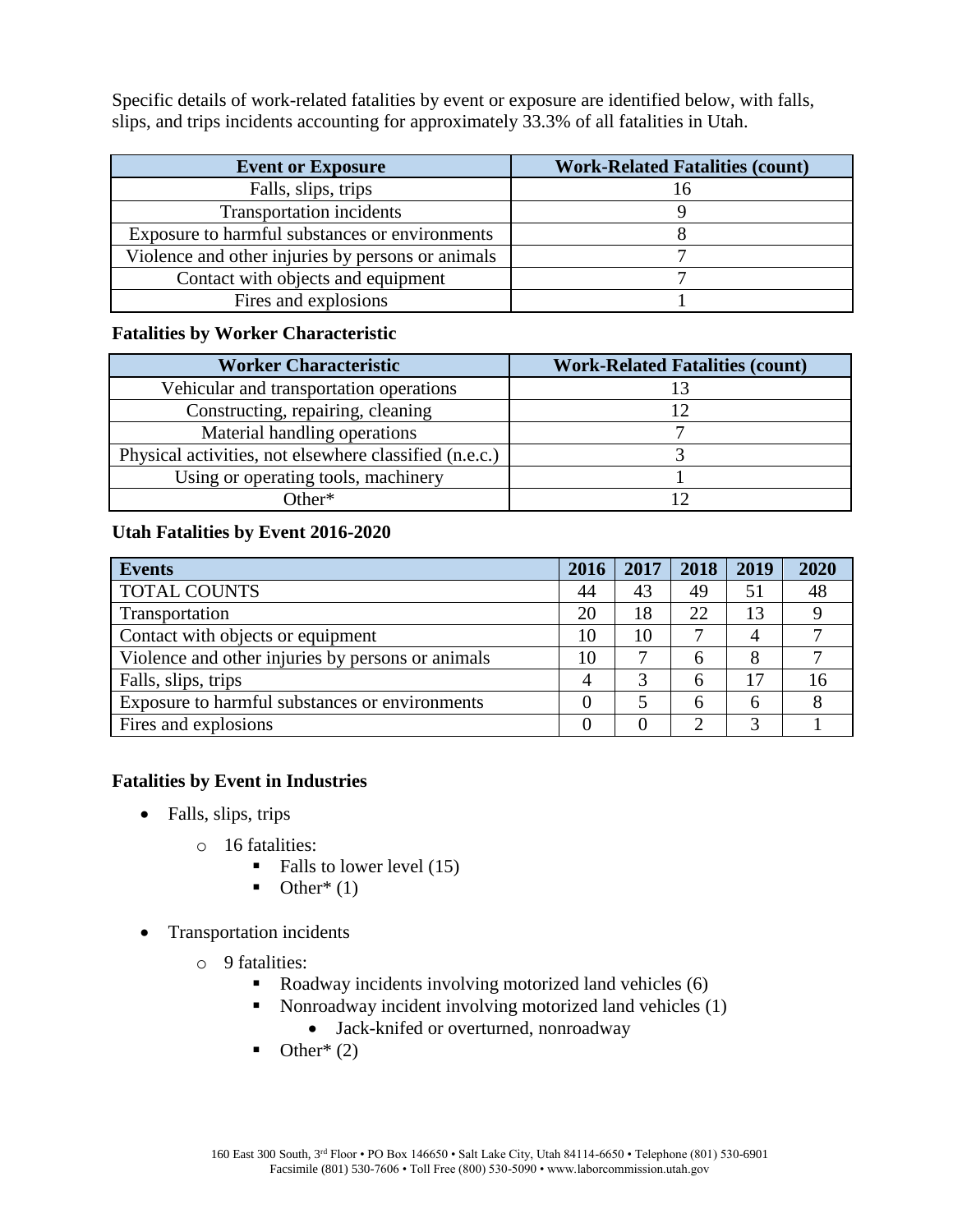Specific details of work-related fatalities by event or exposure are identified below, with falls, slips, and trips incidents accounting for approximately 33.3% of all fatalities in Utah.

| Event or Exposure | Work-Related Fatalities (count) |
|---|---|
| Falls, slips, trips | 16 |
| Transportation incidents | 9 |
| Exposure to harmful substances or environments | 8 |
| Violence and other injuries by persons or animals | 7 |
| Contact with objects and equipment | 7 |
| Fires and explosions | 1 |

**Fatalities by Worker Characteristic**

| Worker Characteristic | Work-Related Fatalities (count) |
|---|---|
| Vehicular and transportation operations | 13 |
| Constructing, repairing, cleaning | 12 |
| Material handling operations | 7 |
| Physical activities, not elsewhere classified (n.e.c.) | 3 |
| Using or operating tools, machinery | 1 |
| Other* | 12 |

**Utah Fatalities by Event 2016-2020**

| Events | 2016 | 2017 | 2018 | 2019 | 2020 |
|---|---|---|---|---|---|
| TOTAL COUNTS | 44 | 43 | 49 | 51 | 48 |
| Transportation | 20 | 18 | 22 | 13 | 9 |
| Contact with objects or equipment | 10 | 10 | 7 | 4 | 7 |
| Violence and other injuries by persons or animals | 10 | 7 | 6 | 8 | 7 |
| Falls, slips, trips | 4 | 3 | 6 | 17 | 16 |
| Exposure to harmful substances or environments | 0 | 5 | 6 | 6 | 8 |
| Fires and explosions | 0 | 0 | 2 | 3 | 1 |

**Fatalities by Event in Industries**

- Falls, slips, trips
  - 16 fatalities:
    - Falls to lower level (15)
    - Other* (1)

- Transportation incidents
  - 9 fatalities:
    - Roadway incidents involving motorized land vehicles (6)
    - Nonroadway incident involving motorized land vehicles (1)
      - Jack-knifed or overturned, nonroadway
    - Other* (2)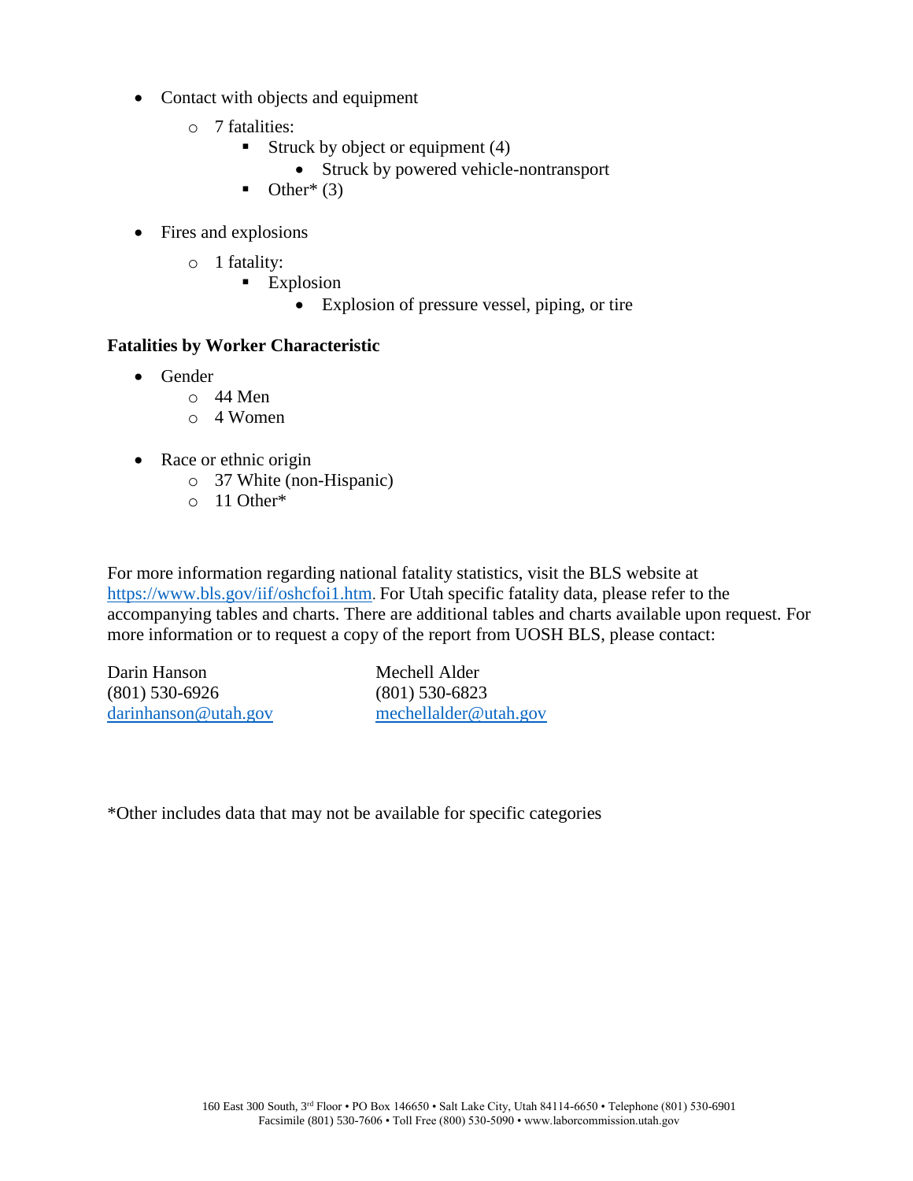- Contact with objects and equipment
  - 7 fatalities:
    - Struck by object or equipment (4)
      - Struck by powered vehicle-nontransport
    - Other* (3)

- Fires and explosions
  - 1 fatality:
    - Explosion
      - Explosion of pressure vessel, piping, or tire

**Fatalities by Worker Characteristic**

- Gender
  - 44 Men
  - 4 Women

- Race or ethnic origin
  - 37 White (non-Hispanic)
  - 11 Other*

For more information regarding national fatality statistics, visit the BLS website at [https://www.bls.gov/iif/oshcfoi1.htm](https://www.bls.gov/iif/oshcfoi1.htm). For Utah specific fatality data, please refer to the accompanying tables and charts. There are additional tables and charts available upon request. For more information or to request a copy of the report from UOSH BLS, please contact:

Darin Hanson
(801) 530-6926
[darinhanson@utah.gov](mailto:darinhanson@utah.gov)

Mechell Alder
(801) 530-6823
[mechellalder@utah.gov](mailto:mechellalder@utah.gov)

*Other includes data that may not be available for specific categories